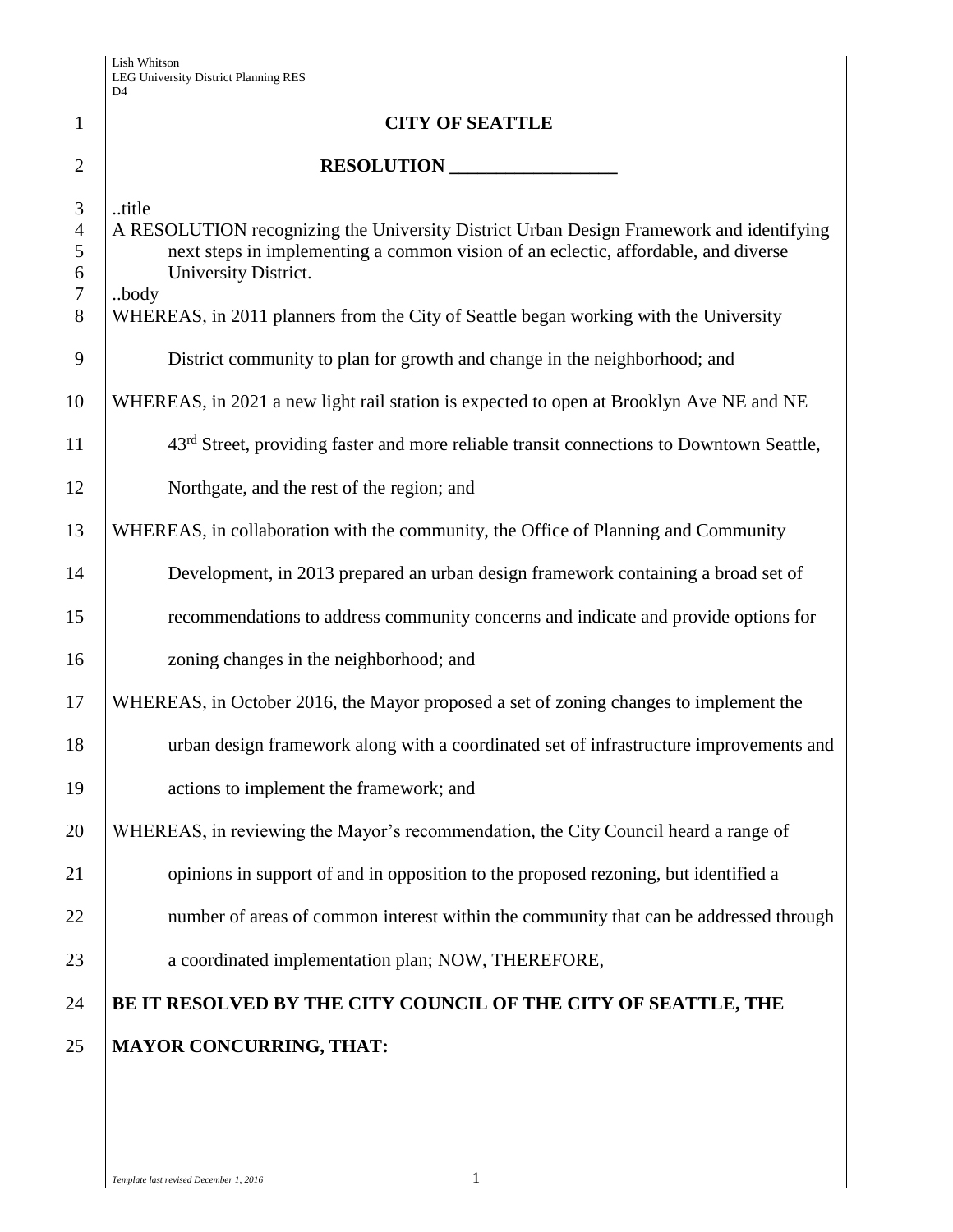# CITY OF SEATTLE

## RESOLUTION __________________

..title

A RESOLUTION recognizing the University District Urban Design Framework and identifying next steps in implementing a common vision of an eclectic, affordable, and diverse University District.

..body

WHEREAS, in 2011 planners from the City of Seattle began working with the University District community to plan for growth and change in the neighborhood; and

WHEREAS, in 2021 a new light rail station is expected to open at Brooklyn Ave NE and NE 43rd Street, providing faster and more reliable transit connections to Downtown Seattle, Northgate, and the rest of the region; and

WHEREAS, in collaboration with the community, the Office of Planning and Community Development, in 2013 prepared an urban design framework containing a broad set of recommendations to address community concerns and indicate and provide options for zoning changes in the neighborhood; and

WHEREAS, in October 2016, the Mayor proposed a set of zoning changes to implement the urban design framework along with a coordinated set of infrastructure improvements and actions to implement the framework; and

WHEREAS, in reviewing the Mayor's recommendation, the City Council heard a range of opinions in support of and in opposition to the proposed rezoning, but identified a number of areas of common interest within the community that can be addressed through a coordinated implementation plan; NOW, THEREFORE,

**BE IT RESOLVED BY THE CITY COUNCIL OF THE CITY OF SEATTLE, THE MAYOR CONCURRING, THAT:**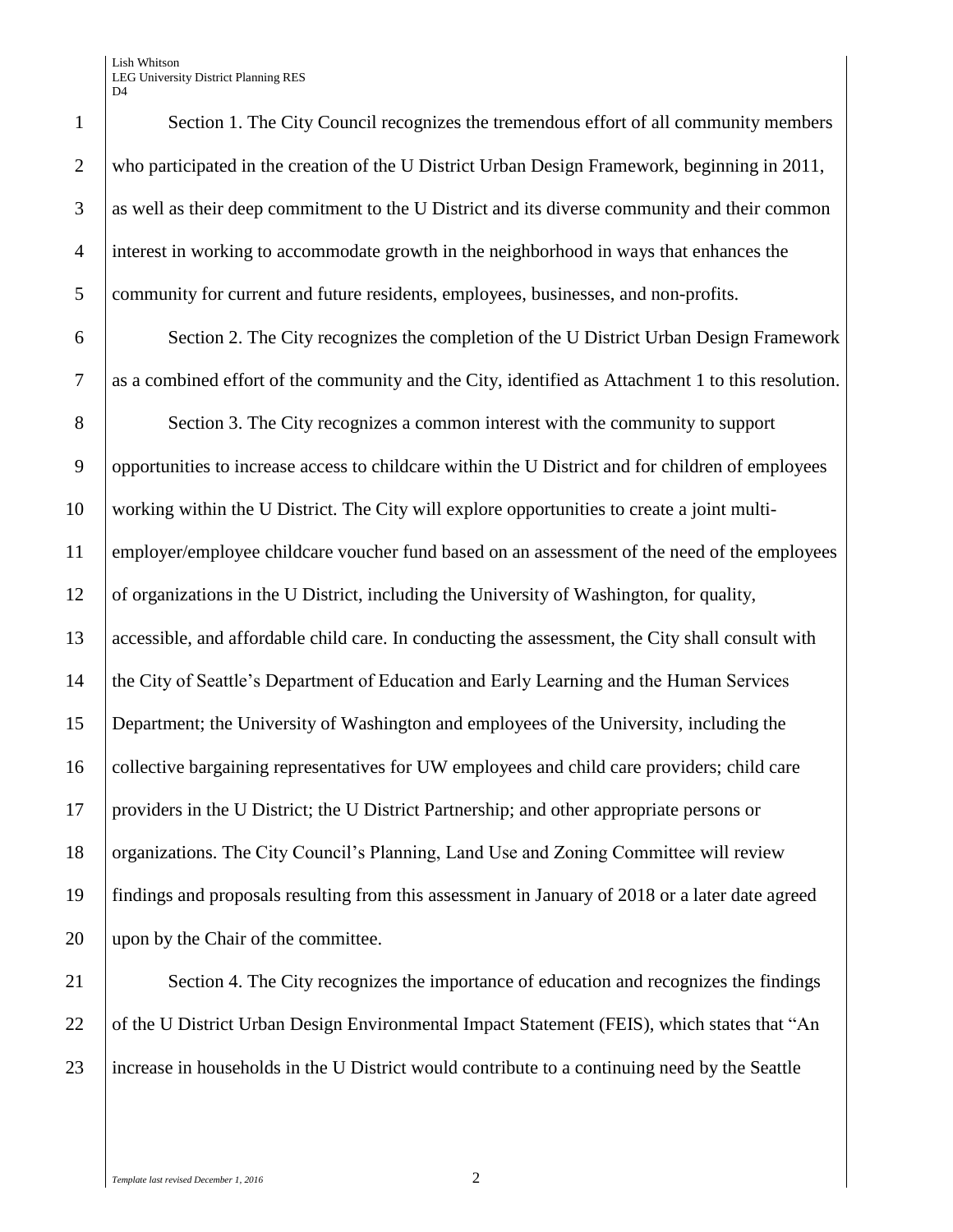Section 1. The City Council recognizes the tremendous effort of all community members who participated in the creation of the U District Urban Design Framework, beginning in 2011, as well as their deep commitment to the U District and its diverse community and their common interest in working to accommodate growth in the neighborhood in ways that enhances the community for current and future residents, employees, businesses, and non-profits.

Section 2. The City recognizes the completion of the U District Urban Design Framework as a combined effort of the community and the City, identified as Attachment 1 to this resolution.

Section 3. The City recognizes a common interest with the community to support opportunities to increase access to childcare within the U District and for children of employees working within the U District. The City will explore opportunities to create a joint multi-employer/employee childcare voucher fund based on an assessment of the need of the employees of organizations in the U District, including the University of Washington, for quality, accessible, and affordable child care. In conducting the assessment, the City shall consult with the City of Seattle's Department of Education and Early Learning and the Human Services Department; the University of Washington and employees of the University, including the collective bargaining representatives for UW employees and child care providers; child care providers in the U District; the U District Partnership; and other appropriate persons or organizations. The City Council's Planning, Land Use and Zoning Committee will review findings and proposals resulting from this assessment in January of 2018 or a later date agreed upon by the Chair of the committee.

Section 4. The City recognizes the importance of education and recognizes the findings of the U District Urban Design Environmental Impact Statement (FEIS), which states that "An increase in households in the U District would contribute to a continuing need by the Seattle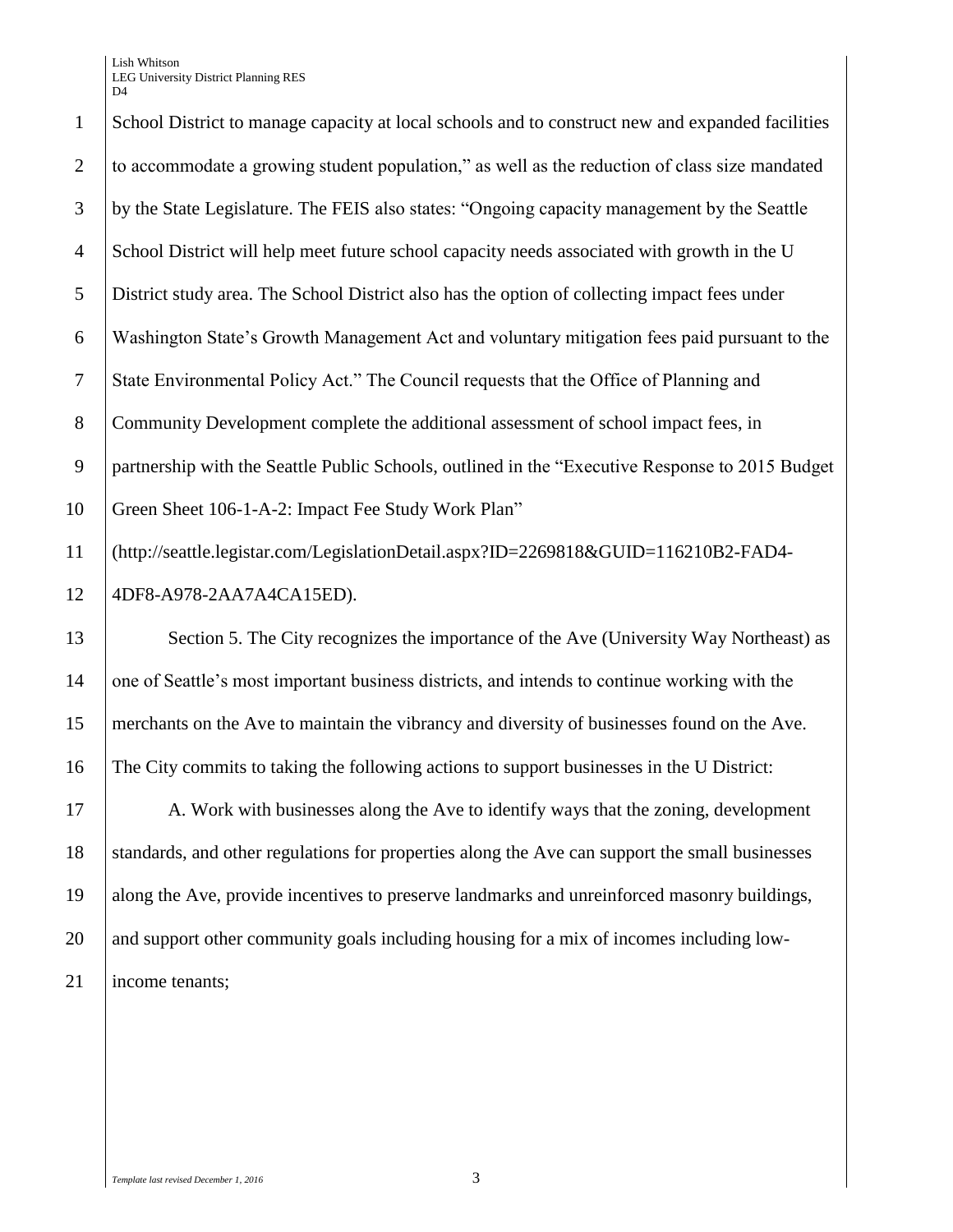School District to manage capacity at local schools and to construct new and expanded facilities to accommodate a growing student population," as well as the reduction of class size mandated by the State Legislature. The FEIS also states: "Ongoing capacity management by the Seattle School District will help meet future school capacity needs associated with growth in the U District study area. The School District also has the option of collecting impact fees under Washington State's Growth Management Act and voluntary mitigation fees paid pursuant to the State Environmental Policy Act." The Council requests that the Office of Planning and Community Development complete the additional assessment of school impact fees, in partnership with the Seattle Public Schools, outlined in the "Executive Response to 2015 Budget Green Sheet 106-1-A-2: Impact Fee Study Work Plan" (http://seattle.legistar.com/LegislationDetail.aspx?ID=2269818&GUID=116210B2-FAD4-4DF8-A978-2AA7A4CA15ED).

Section 5. The City recognizes the importance of the Ave (University Way Northeast) as one of Seattle's most important business districts, and intends to continue working with the merchants on the Ave to maintain the vibrancy and diversity of businesses found on the Ave. The City commits to taking the following actions to support businesses in the U District:

A. Work with businesses along the Ave to identify ways that the zoning, development standards, and other regulations for properties along the Ave can support the small businesses along the Ave, provide incentives to preserve landmarks and unreinforced masonry buildings, and support other community goals including housing for a mix of incomes including low-income tenants;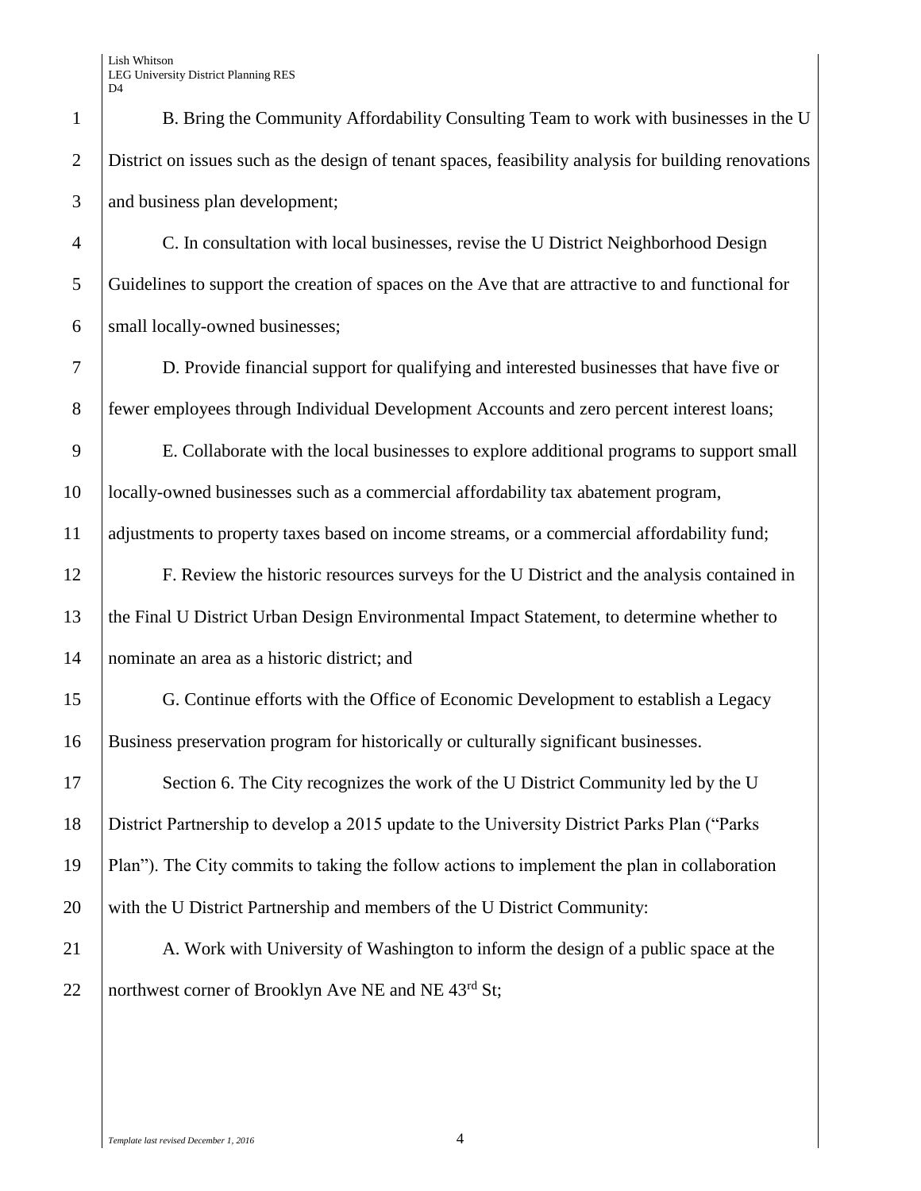B. Bring the Community Affordability Consulting Team to work with businesses in the U District on issues such as the design of tenant spaces, feasibility analysis for building renovations and business plan development;

C. In consultation with local businesses, revise the U District Neighborhood Design Guidelines to support the creation of spaces on the Ave that are attractive to and functional for small locally-owned businesses;

D. Provide financial support for qualifying and interested businesses that have five or fewer employees through Individual Development Accounts and zero percent interest loans;

E. Collaborate with the local businesses to explore additional programs to support small locally-owned businesses such as a commercial affordability tax abatement program, adjustments to property taxes based on income streams, or a commercial affordability fund;

F. Review the historic resources surveys for the U District and the analysis contained in the Final U District Urban Design Environmental Impact Statement, to determine whether to nominate an area as a historic district; and

G. Continue efforts with the Office of Economic Development to establish a Legacy Business preservation program for historically or culturally significant businesses.

Section 6. The City recognizes the work of the U District Community led by the U District Partnership to develop a 2015 update to the University District Parks Plan ("Parks Plan"). The City commits to taking the follow actions to implement the plan in collaboration with the U District Partnership and members of the U District Community:

A. Work with University of Washington to inform the design of a public space at the northwest corner of Brooklyn Ave NE and NE 43rd St;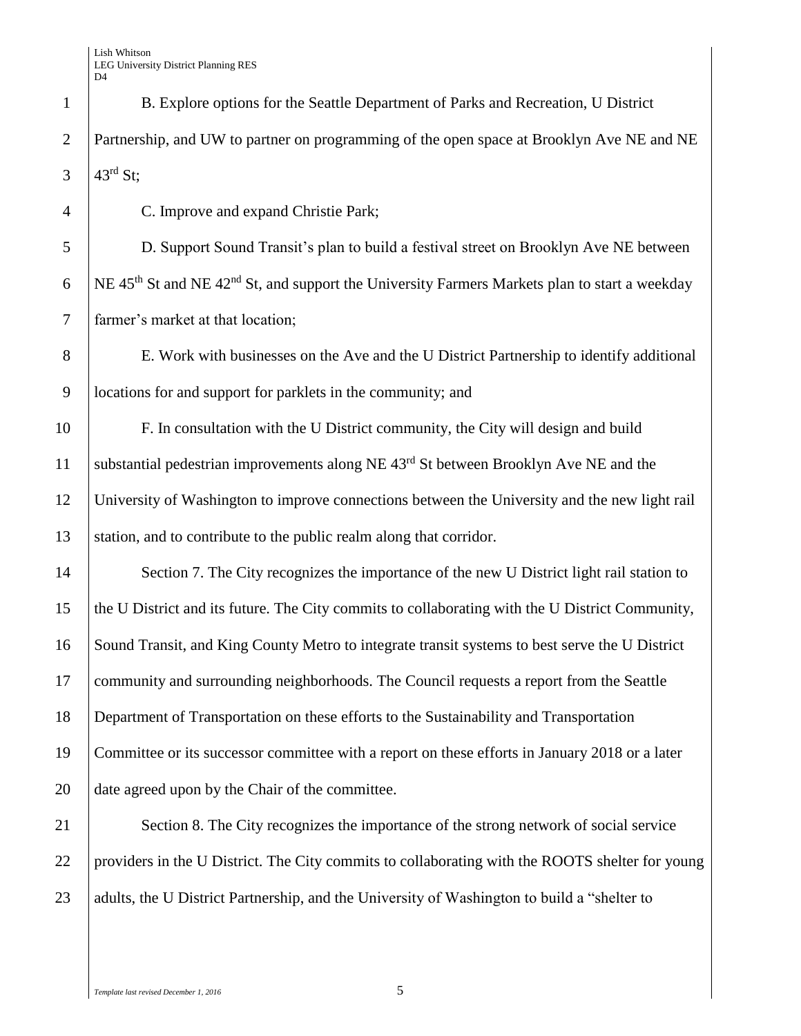B. Explore options for the Seattle Department of Parks and Recreation, U District Partnership, and UW to partner on programming of the open space at Brooklyn Ave NE and NE 43rd St;

C. Improve and expand Christie Park;

D. Support Sound Transit's plan to build a festival street on Brooklyn Ave NE between NE 45th St and NE 42nd St, and support the University Farmers Markets plan to start a weekday farmer's market at that location;

E. Work with businesses on the Ave and the U District Partnership to identify additional locations for and support for parklets in the community; and

F. In consultation with the U District community, the City will design and build substantial pedestrian improvements along NE 43rd St between Brooklyn Ave NE and the University of Washington to improve connections between the University and the new light rail station, and to contribute to the public realm along that corridor.

Section 7. The City recognizes the importance of the new U District light rail station to the U District and its future. The City commits to collaborating with the U District Community, Sound Transit, and King County Metro to integrate transit systems to best serve the U District community and surrounding neighborhoods. The Council requests a report from the Seattle Department of Transportation on these efforts to the Sustainability and Transportation Committee or its successor committee with a report on these efforts in January 2018 or a later date agreed upon by the Chair of the committee.

Section 8. The City recognizes the importance of the strong network of social service providers in the U District. The City commits to collaborating with the ROOTS shelter for young adults, the U District Partnership, and the University of Washington to build a "shelter to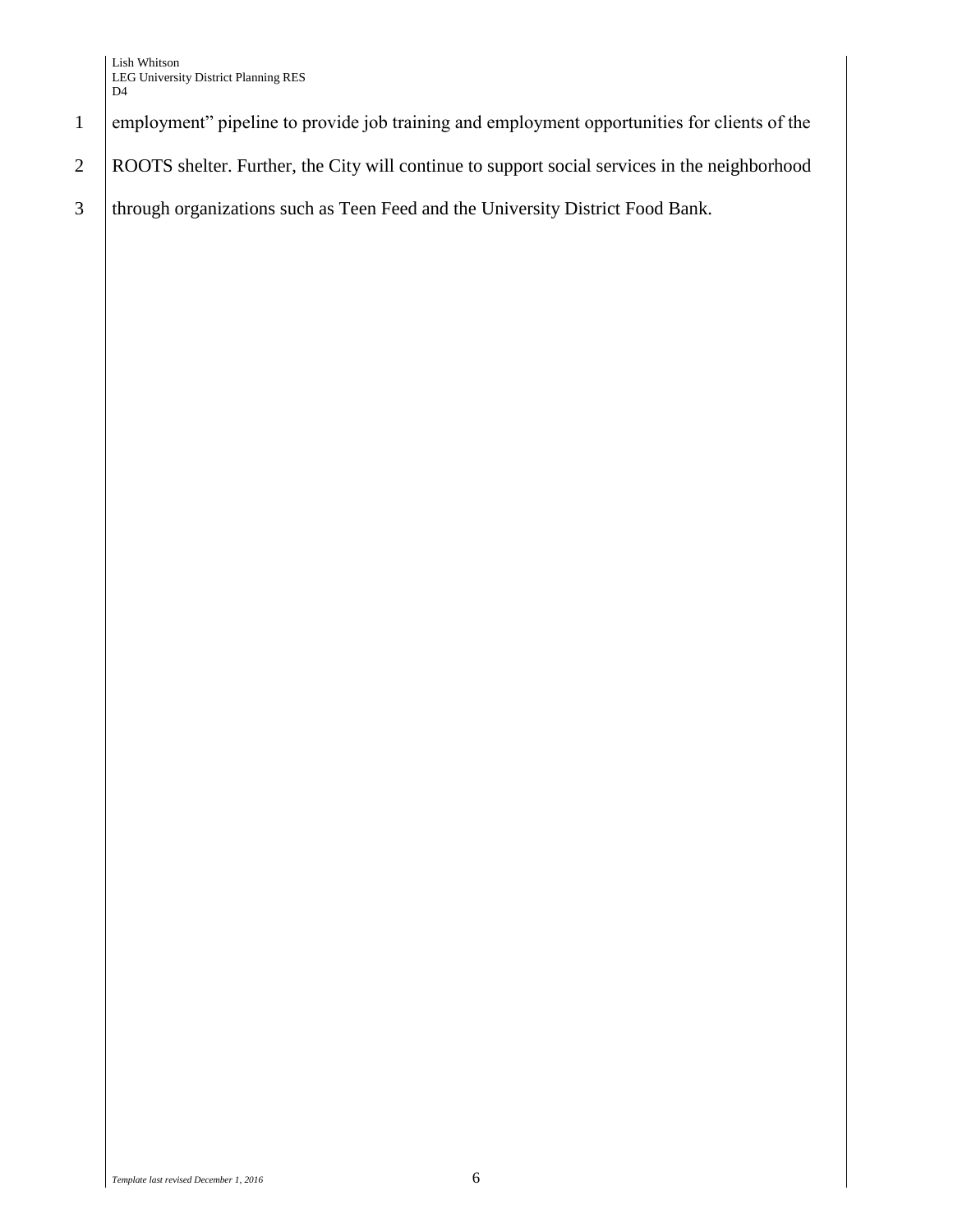employment" pipeline to provide job training and employment opportunities for clients of the ROOTS shelter. Further, the City will continue to support social services in the neighborhood through organizations such as Teen Feed and the University District Food Bank.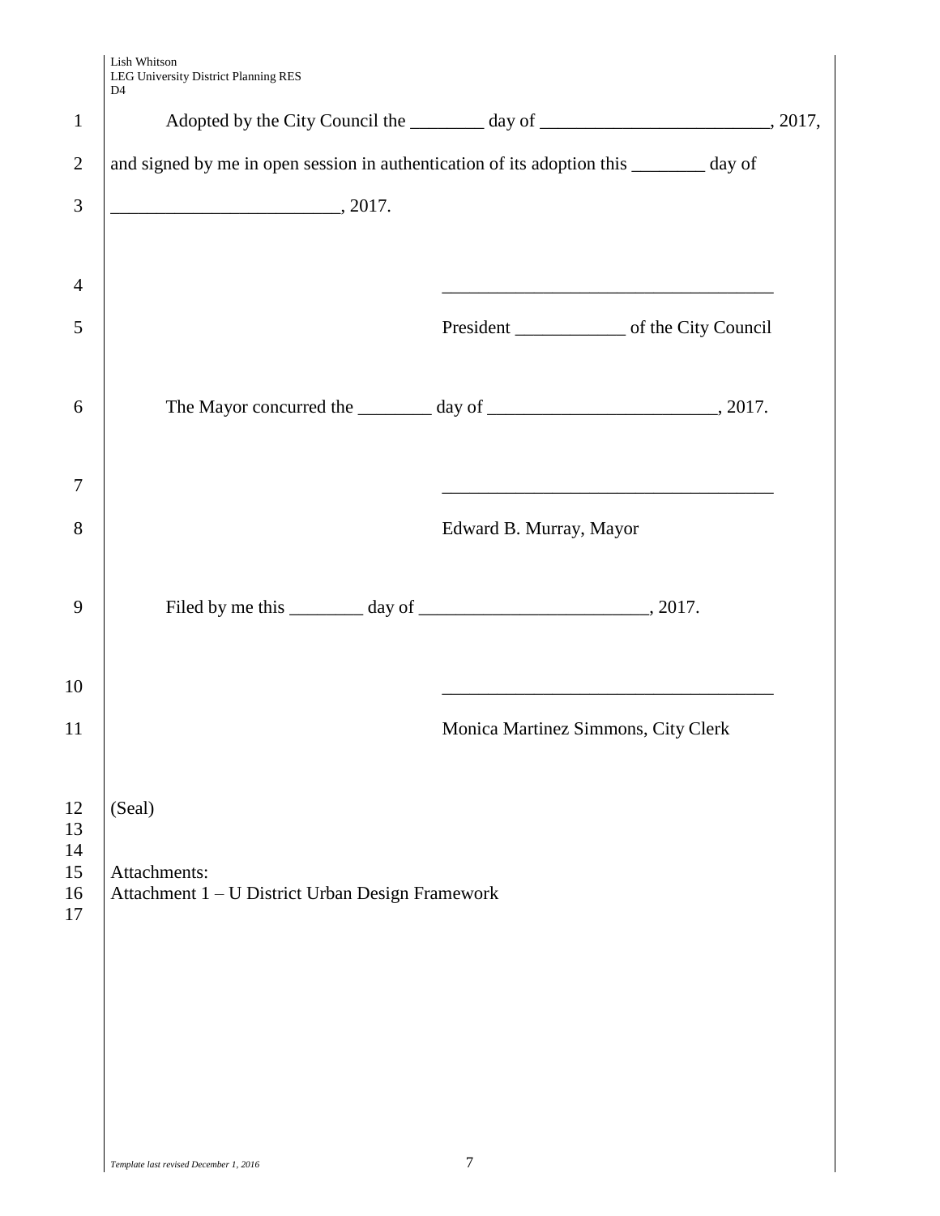Adopted by the City Council the ________ day of _________________________, 2017, and signed by me in open session in authentication of its adoption this ________ day of _________________________, 2017.

____________________________________

President ____________ of the City Council

The Mayor concurred the ________ day of _________________________, 2017.

____________________________________

Edward B. Murray, Mayor

Filed by me this ________ day of _________________________, 2017.

____________________________________

Monica Martinez Simmons, City Clerk

(Seal)

Attachments:
Attachment 1 – U District Urban Design Framework